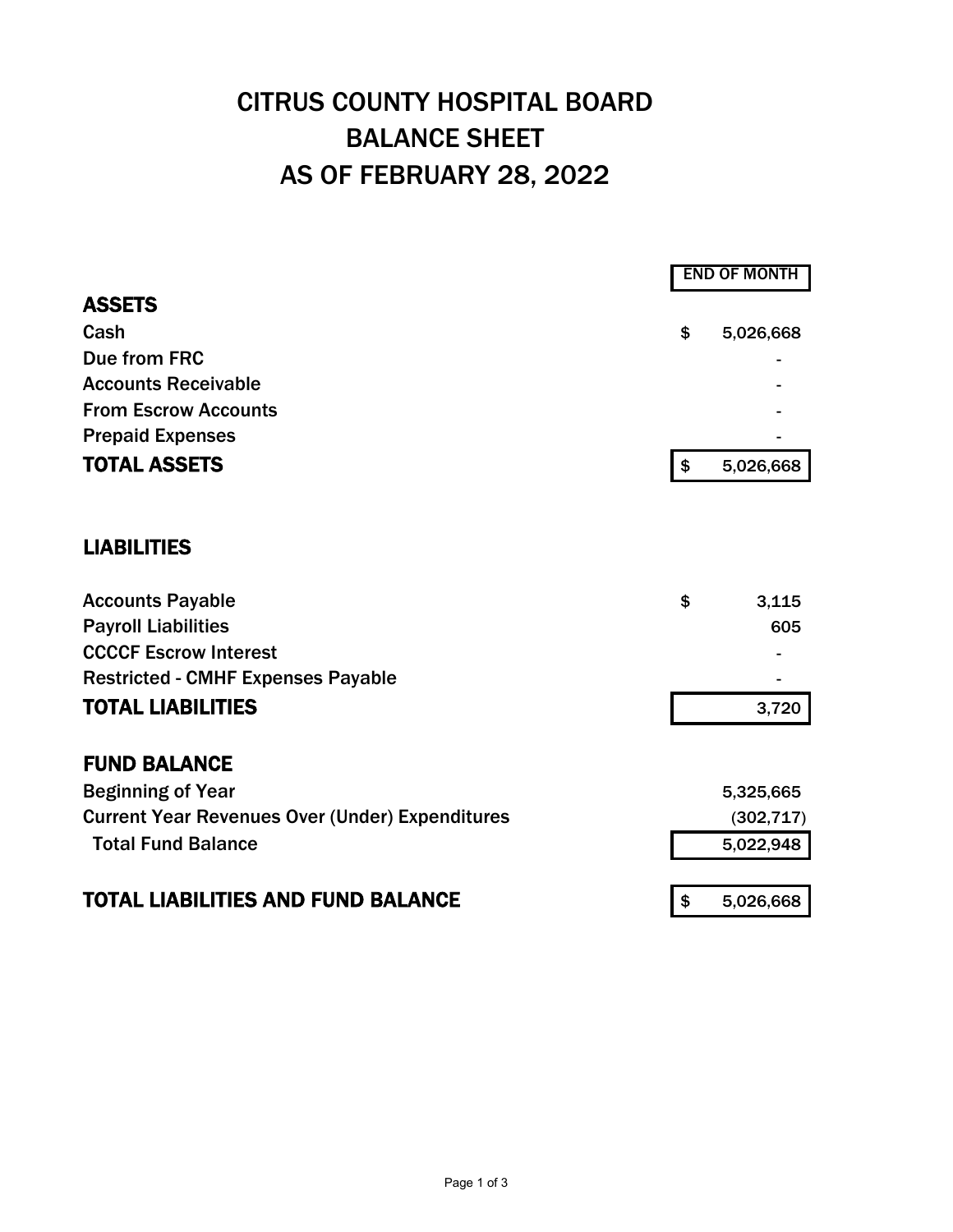# CITRUS COUNTY HOSPITAL BOARD
# BALANCE SHEET
# AS OF FEBRUARY 28, 2022

| | END OF MONTH |
|---|---|
| **ASSETS** | |
| Cash | $ 5,026,668 |
| Due from FRC | - |
| Accounts Receivable | - |
| From Escrow Accounts | - |
| Prepaid Expenses | - |
| **TOTAL ASSETS** | $ 5,026,668 |
| | |
| **LIABILITIES** | |
| Accounts Payable | $ 3,115 |
| Payroll Liabilities | 605 |
| CCCCF Escrow Interest | - |
| Restricted - CMHF Expenses Payable | - |
| **TOTAL LIABILITIES** | 3,720 |
| | |
| **FUND BALANCE** | |
| Beginning of Year | 5,325,665 |
| Current Year Revenues Over (Under) Expenditures | (302,717) |
| Total Fund Balance | 5,022,948 |
| | |
| **TOTAL LIABILITIES AND FUND BALANCE** | $ 5,026,668 |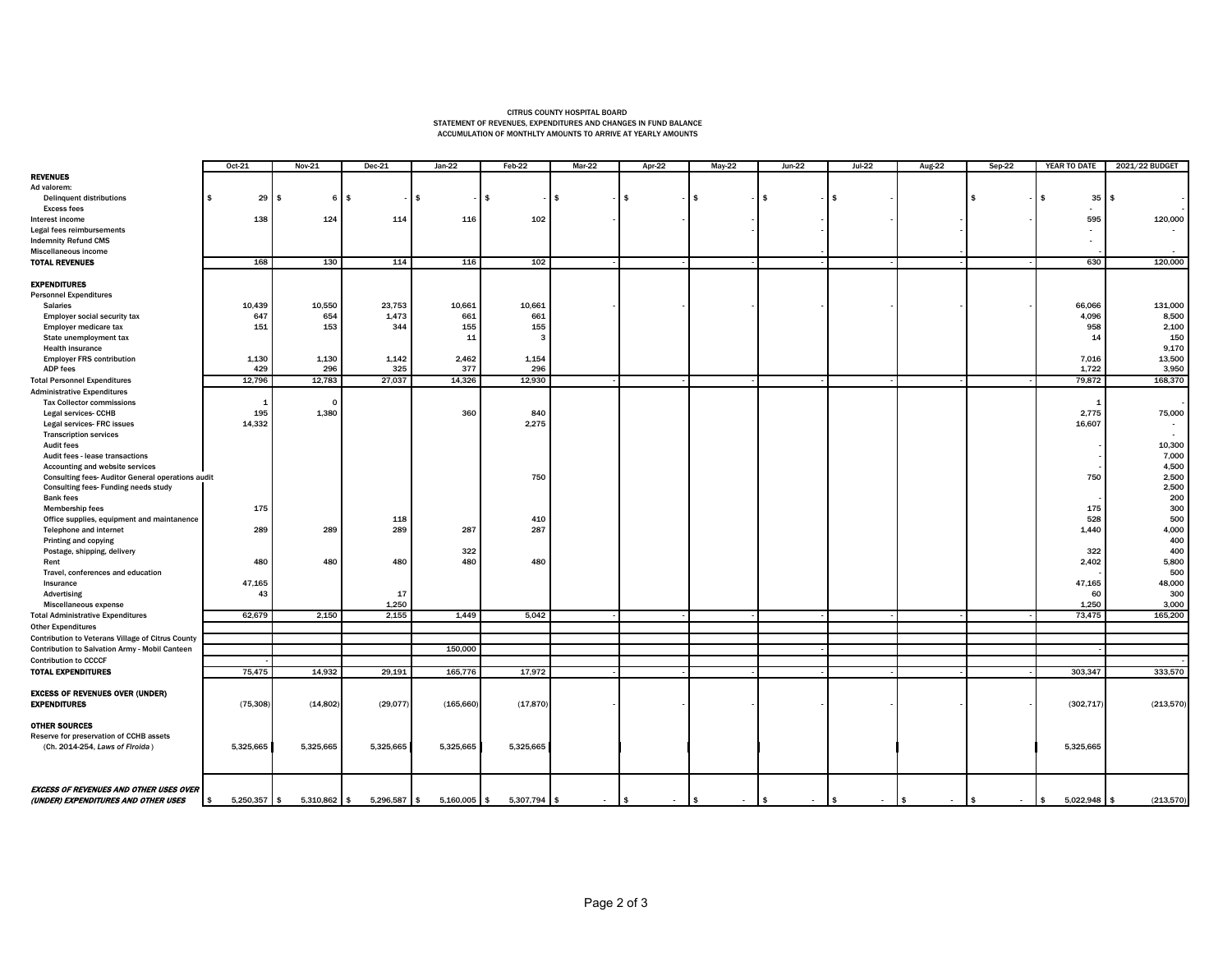CITRUS COUNTY HOSPITAL BOARD
STATEMENT OF REVENUES, EXPENDITURES AND CHANGES IN FUND BALANCE
ACCUMULATION OF MONTHLTY AMOUNTS TO ARRIVE AT YEARLY AMOUNTS

| | Oct-21 | Nov-21 | Dec-21 | Jan-22 | Feb-22 | Mar-22 | Apr-22 | May-22 | Jun-22 | Jul-22 | Aug-22 | Sep-22 | YEAR TO DATE | 2021/22 BUDGET |
|---|---|---|---|---|---|---|---|---|---|---|---|---|---|---|
| **REVENUES** | | | | | | | | | | | | | | |
| Ad valorem: | | | | | | | | | | | | | | |
| Delinquent distributions | $ 29 | $ 6 | $ - | $ - | $ - | $ - | $ - | $ - | $ - | $ - | | $ - | $ 35 | $ - |
| Excess fees | | | | | | | | | | | | | - | - |
| Interest income | 138 | 124 | 114 | 116 | 102 | - | - | - | - | - | - | - | 595 | 120,000 |
| Legal fees reimbursements | | | | | | | | - | - | - | - | | - | - |
| Indemnity Refund CMS | | | | | | | | | | | | | - | |
| Miscellaneous income | | | | | | | | | - | | - | | - | - |
| **TOTAL REVENUES** | 168 | 130 | 114 | 116 | 102 | - | - | - | - | - | - | - | 630 | 120,000 |
| **EXPENDITURES** | | | | | | | | | | | | | | |
| Personnel Expenditures | | | | | | | | | | | | | | |
| Salaries | 10,439 | 10,550 | 23,753 | 10,661 | 10,661 | - | - | - | - | - | - | - | 66,066 | 131,000 |
| Employer social security tax | 647 | 654 | 1,473 | 661 | 661 | | | | | | | | 4,096 | 8,500 |
| Employer medicare tax | 151 | 153 | 344 | 155 | 155 | | | | | | | | 958 | 2,100 |
| State unemployment tax | | | | 11 | 3 | | | | | | | | 14 | 150 |
| Health insurance | | | | | | | | | | | | | | 9,170 |
| Employer FRS contribution | 1,130 | 1,130 | 1,142 | 2,462 | 1,154 | | | | | | | | 7,016 | 13,500 |
| ADP fees | 429 | 296 | 325 | 377 | 296 | | | | | | | | 1,722 | 3,950 |
| Total Personnel Expenditures | 12,796 | 12,783 | 27,037 | 14,326 | 12,930 | - | - | - | - | - | - | - | 79,872 | 168,370 |
| Administrative Expenditures | | | | | | | | | | | | | | |
| Tax Collector commissions | 1 | 0 | | | | | | | | | | | 1 | - |
| Legal services- CCHB | 195 | 1,380 | | 360 | 840 | | | | | | | | 2,775 | 75,000 |
| Legal services- FRC issues | 14,332 | | | | 2,275 | | | | | | | | 16,607 | - |
| Transcription services | | | | | | | | | | | | | | - |
| Audit fees | | | | | | | | | | | | | - | 10,300 |
| Audit fees - lease transactions | | | | | | | | | | | | | - | 7,000 |
| Accounting and website services | | | | | | | | | | | | | - | 4,500 |
| Consulting fees- Auditor General operations audit | | | | | 750 | | | | | | | | 750 | 2,500 |
| Consulting fees- Funding needs study | | | | | | | | | | | | | | 2,500 |
| Bank fees | | | | | | | | | | | | | - | 200 |
| Membership fees | 175 | | | | | | | | | | | | 175 | 300 |
| Office supplies, equipment and maintanence | | | 118 | | 410 | | | | | | | | 528 | 500 |
| Telephone and internet | 289 | 289 | 289 | 287 | 287 | | | | | | | | 1,440 | 4,000 |
| Printing and copying | | | | | | | | | | | | | | 400 |
| Postage, shipping, delivery | | | | 322 | | | | | | | | | 322 | 400 |
| Rent | 480 | 480 | 480 | 480 | 480 | | | | | | | | 2,402 | 5,800 |
| Travel, conferences and education | | | | | | | | | | | | | - | 500 |
| Insurance | 47,165 | | | | | | | | | | | | 47,165 | 48,000 |
| Advertising | 43 | | 17 | | | | | | | | | | 60 | 300 |
| Miscellaneous expense | | | 1,250 | | | | | | | | | | 1,250 | 3,000 |
| Total Administrative Expenditures | 62,679 | 2,150 | 2,155 | 1,449 | 5,042 | - | - | - | - | - | - | - | 73,475 | 165,200 |
| Other Expenditures | | | | | | | | | | | | | | |
| Contribution to Veterans Village of Citrus County | | | | | | | | | | | | | | |
| Contribution to Salvation Army - Mobil Canteen | | | | 150,000 | | | | | - | | | | - | |
| Contribution to CCCCF | - | | | | | | | | | | | | | - |
| **TOTAL EXPENDITURES** | 75,475 | 14,932 | 29,191 | 165,776 | 17,972 | - | - | - | - | - | - | - | 303,347 | 333,570 |
| **EXCESS OF REVENUES OVER (UNDER) EXPENDITURES** | (75,308) | (14,802) | (29,077) | (165,660) | (17,870) | - | - | - | - | - | - | - | (302,717) | (213,570) |
| **OTHER SOURCES** | | | | | | | | | | | | | | |
| Reserve for preservation of CCHB assets (Ch. 2014-254, *Laws of Flroida*) | 5,325,665 | 5,325,665 | 5,325,665 | 5,325,665 | 5,325,665 | | | | | | | | 5,325,665 | |
| ***EXCESS OF REVENUES AND OTHER USES OVER (UNDER) EXPENDITURES AND OTHER USES*** | $ 5,250,357 | $ 5,310,862 | $ 5,296,587 | $ 5,160,005 | $ 5,307,794 | $ - | $ - | $ - | $ - | $ - | $ - | $ - | $ 5,022,948 | $ (213,570) |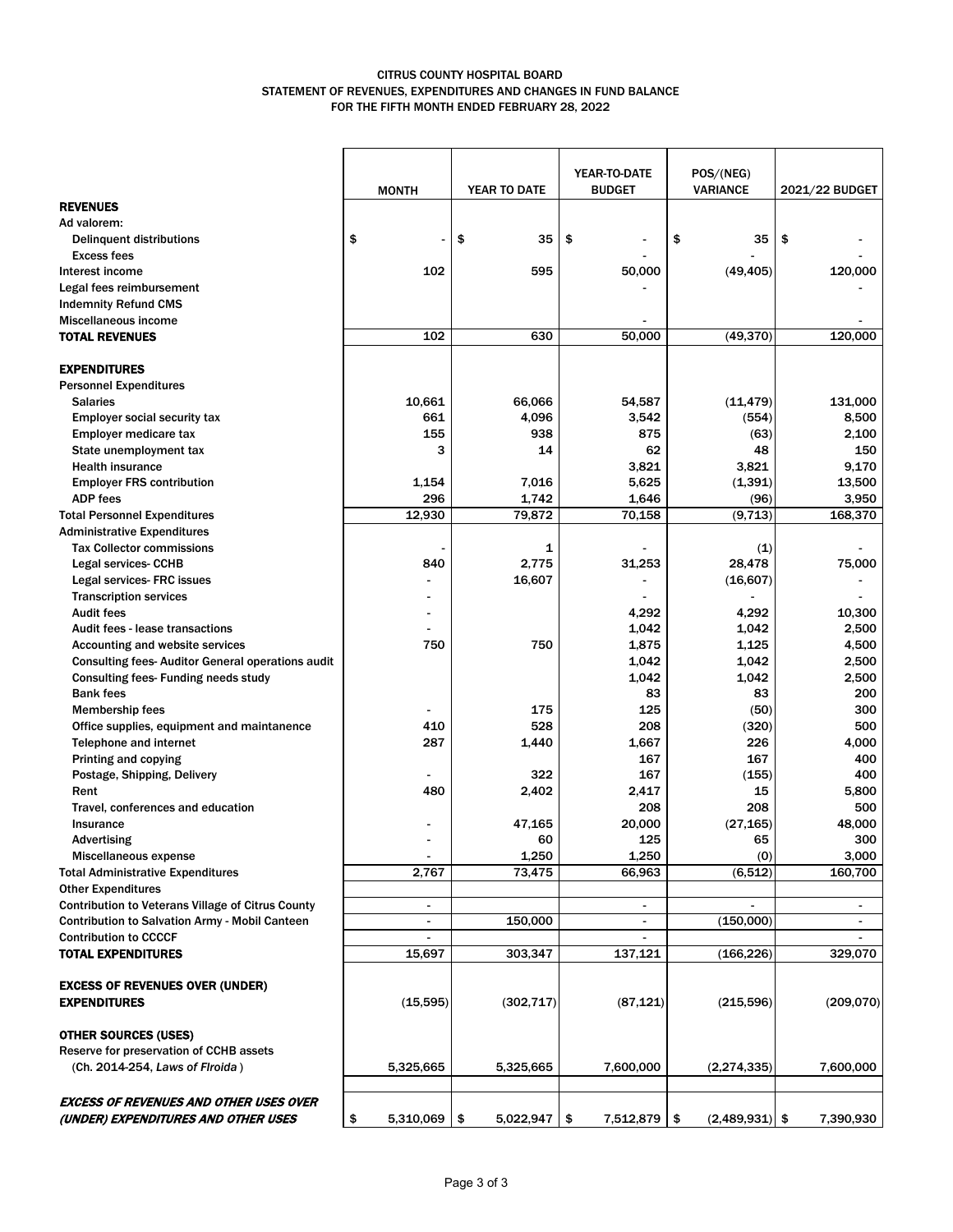CITRUS COUNTY HOSPITAL BOARD
STATEMENT OF REVENUES, EXPENDITURES AND CHANGES IN FUND BALANCE
FOR THE FIFTH MONTH ENDED FEBRUARY 28, 2022

| | MONTH | YEAR TO DATE | YEAR-TO-DATE BUDGET | POS/(NEG) VARIANCE | 2021/22 BUDGET |
|---|---|---|---|---|---|
| **REVENUES** | | | | | |
| Ad valorem: | | | | | |
| Delinquent distributions | $ - | $ 35 | $ - | $ 35 | $ - |
| Excess fees | | | - | - | - |
| Interest income | 102 | 595 | 50,000 | (49,405) | 120,000 |
| Legal fees reimbursement | | | - | | - |
| Indemnity Refund CMS | | | | | |
| Miscellaneous income | | | - | | - |
| **TOTAL REVENUES** | 102 | 630 | 50,000 | (49,370) | 120,000 |
| **EXPENDITURES** | | | | | |
| Personnel Expenditures | | | | | |
| Salaries | 10,661 | 66,066 | 54,587 | (11,479) | 131,000 |
| Employer social security tax | 661 | 4,096 | 3,542 | (554) | 8,500 |
| Employer medicare tax | 155 | 938 | 875 | (63) | 2,100 |
| State unemployment tax | 3 | 14 | 62 | 48 | 150 |
| Health insurance | | | 3,821 | 3,821 | 9,170 |
| Employer FRS contribution | 1,154 | 7,016 | 5,625 | (1,391) | 13,500 |
| ADP fees | 296 | 1,742 | 1,646 | (96) | 3,950 |
| Total Personnel Expenditures | 12,930 | 79,872 | 70,158 | (9,713) | 168,370 |
| Administrative Expenditures | | | | | |
| Tax Collector commissions | - | 1 | - | (1) | - |
| Legal services- CCHB | 840 | 2,775 | 31,253 | 28,478 | 75,000 |
| Legal services- FRC issues | - | 16,607 | - | (16,607) | - |
| Transcription services | - | | - | - | - |
| Audit fees | - | | 4,292 | 4,292 | 10,300 |
| Audit fees - lease transactions | - | | 1,042 | 1,042 | 2,500 |
| Accounting and website services | 750 | 750 | 1,875 | 1,125 | 4,500 |
| Consulting fees- Auditor General operations audit | | | 1,042 | 1,042 | 2,500 |
| Consulting fees- Funding needs study | | | 1,042 | 1,042 | 2,500 |
| Bank fees | | | 83 | 83 | 200 |
| Membership fees | - | 175 | 125 | (50) | 300 |
| Office supplies, equipment and maintanence | 410 | 528 | 208 | (320) | 500 |
| Telephone and internet | 287 | 1,440 | 1,667 | 226 | 4,000 |
| Printing and copying | | | 167 | 167 | 400 |
| Postage, Shipping, Delivery | - | 322 | 167 | (155) | 400 |
| Rent | 480 | 2,402 | 2,417 | 15 | 5,800 |
| Travel, conferences and education | | | 208 | 208 | 500 |
| Insurance | - | 47,165 | 20,000 | (27,165) | 48,000 |
| Advertising | - | 60 | 125 | 65 | 300 |
| Miscellaneous expense | - | 1,250 | 1,250 | (0) | 3,000 |
| Total Administrative Expenditures | 2,767 | 73,475 | 66,963 | (6,512) | 160,700 |
| Other Expenditures | | | | | |
| Contribution to Veterans Village of Citrus County | - | | - | - | - |
| Contribution to Salvation Army - Mobil Canteen | - | 150,000 | - | (150,000) | - |
| Contribution to CCCCF | - | | - | | - |
| **TOTAL EXPENDITURES** | 15,697 | 303,347 | 137,121 | (166,226) | 329,070 |
| **EXCESS OF REVENUES OVER (UNDER) EXPENDITURES** | (15,595) | (302,717) | (87,121) | (215,596) | (209,070) |
| **OTHER SOURCES (USES)** | | | | | |
| Reserve for preservation of CCHB assets (Ch. 2014-254, *Laws of Flroida*) | 5,325,665 | 5,325,665 | 7,600,000 | (2,274,335) | 7,600,000 |
| ***EXCESS OF REVENUES AND OTHER USES OVER (UNDER) EXPENDITURES AND OTHER USES*** | $ 5,310,069 | $ 5,022,947 | $ 7,512,879 | $ (2,489,931) | $ 7,390,930 |